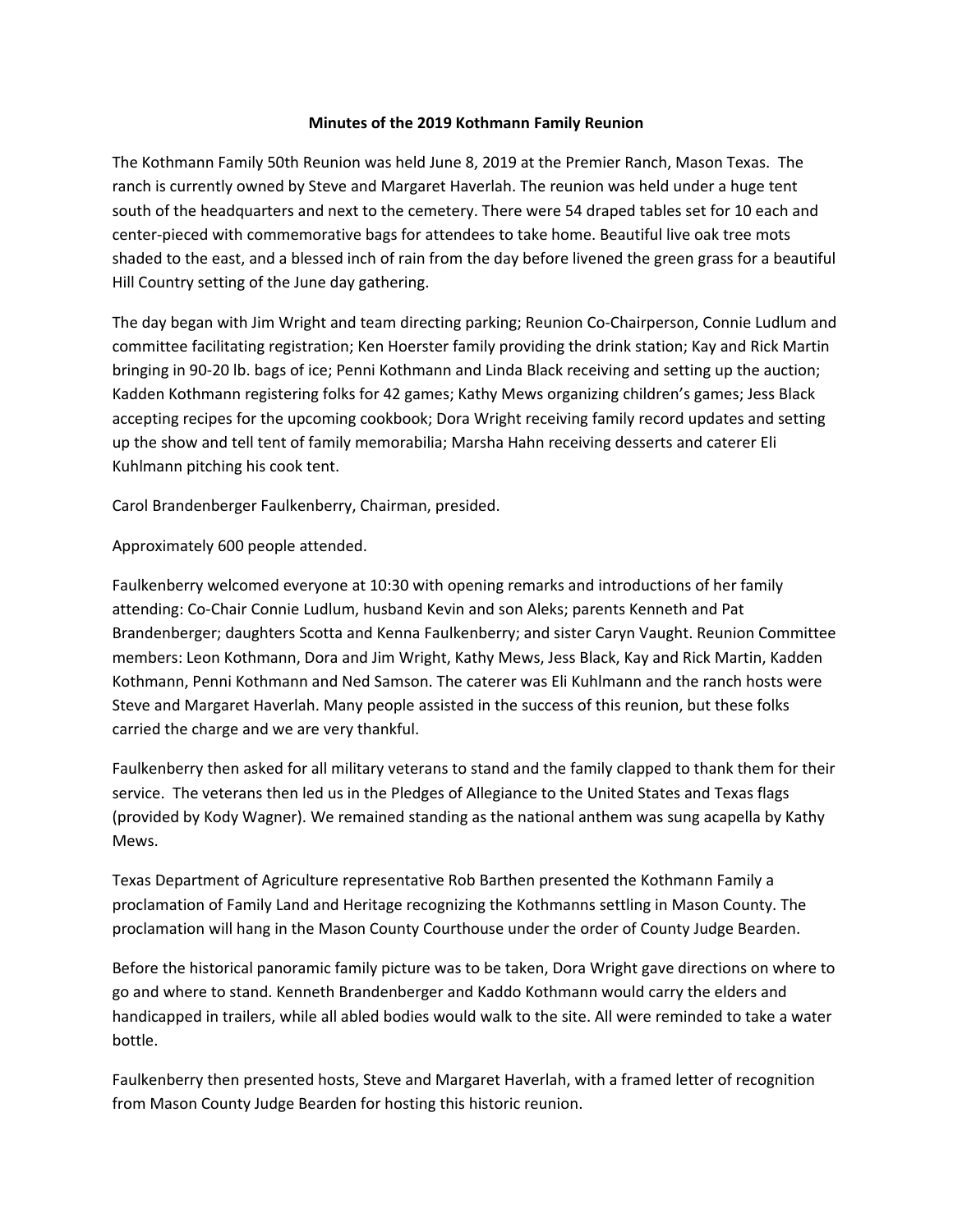**Minutes of the 2019 Kothmann Family Reunion**

The Kothmann Family 50th Reunion was held June 8, 2019 at the Premier Ranch, Mason Texas. The ranch is currently owned by Steve and Margaret Haverlah. The reunion was held under a huge tent south of the headquarters and next to the cemetery. There were 54 draped tables set for 10 each and center-pieced with commemorative bags for attendees to take home. Beautiful live oak tree mots shaded to the east, and a blessed inch of rain from the day before livened the green grass for a beautiful Hill Country setting of the June day gathering.

The day began with Jim Wright and team directing parking; Reunion Co-Chairperson, Connie Ludlum and committee facilitating registration; Ken Hoerster family providing the drink station; Kay and Rick Martin bringing in 90-20 lb. bags of ice; Penni Kothmann and Linda Black receiving and setting up the auction; Kadden Kothmann registering folks for 42 games; Kathy Mews organizing children's games; Jess Black accepting recipes for the upcoming cookbook; Dora Wright receiving family record updates and setting up the show and tell tent of family memorabilia; Marsha Hahn receiving desserts and caterer Eli Kuhlmann pitching his cook tent.

Carol Brandenberger Faulkenberry, Chairman, presided.

Approximately 600 people attended.

Faulkenberry welcomed everyone at 10:30 with opening remarks and introductions of her family attending: Co-Chair Connie Ludlum, husband Kevin and son Aleks; parents Kenneth and Pat Brandenberger; daughters Scotta and Kenna Faulkenberry; and sister Caryn Vaught. Reunion Committee members: Leon Kothmann, Dora and Jim Wright, Kathy Mews, Jess Black, Kay and Rick Martin, Kadden Kothmann, Penni Kothmann and Ned Samson. The caterer was Eli Kuhlmann and the ranch hosts were Steve and Margaret Haverlah. Many people assisted in the success of this reunion, but these folks carried the charge and we are very thankful.

Faulkenberry then asked for all military veterans to stand and the family clapped to thank them for their service. The veterans then led us in the Pledges of Allegiance to the United States and Texas flags (provided by Kody Wagner). We remained standing as the national anthem was sung acapella by Kathy Mews.

Texas Department of Agriculture representative Rob Barthen presented the Kothmann Family a proclamation of Family Land and Heritage recognizing the Kothmanns settling in Mason County. The proclamation will hang in the Mason County Courthouse under the order of County Judge Bearden.

Before the historical panoramic family picture was to be taken, Dora Wright gave directions on where to go and where to stand. Kenneth Brandenberger and Kaddo Kothmann would carry the elders and handicapped in trailers, while all abled bodies would walk to the site. All were reminded to take a water bottle.

Faulkenberry then presented hosts, Steve and Margaret Haverlah, with a framed letter of recognition from Mason County Judge Bearden for hosting this historic reunion.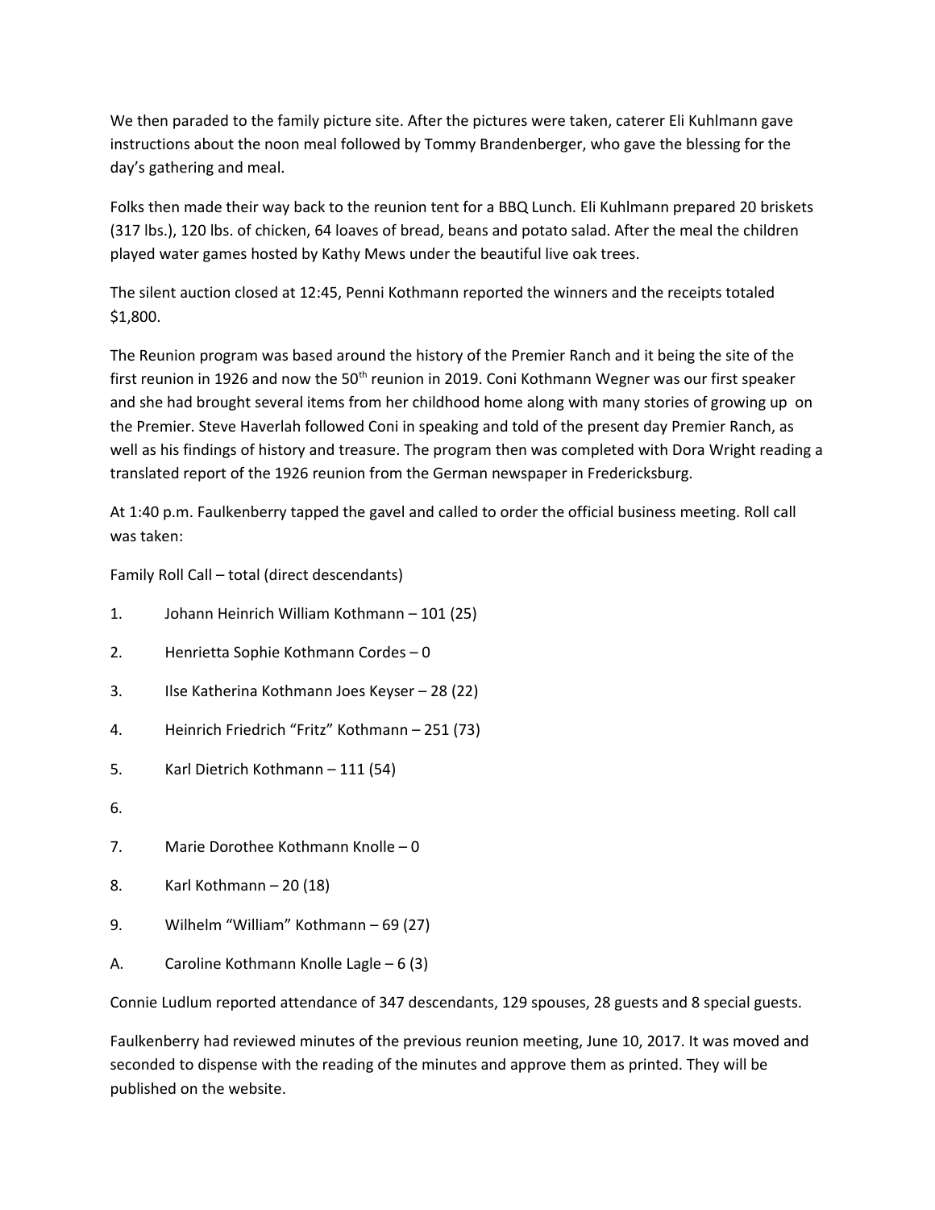We then paraded to the family picture site. After the pictures were taken, caterer Eli Kuhlmann gave instructions about the noon meal followed by Tommy Brandenberger, who gave the blessing for the day's gathering and meal.

Folks then made their way back to the reunion tent for a BBQ Lunch. Eli Kuhlmann prepared 20 briskets (317 lbs.), 120 lbs. of chicken, 64 loaves of bread, beans and potato salad. After the meal the children played water games hosted by Kathy Mews under the beautiful live oak trees.

The silent auction closed at 12:45, Penni Kothmann reported the winners and the receipts totaled $1,800.

The Reunion program was based around the history of the Premier Ranch and it being the site of the first reunion in 1926 and now the 50th reunion in 2019. Coni Kothmann Wegner was our first speaker and she had brought several items from her childhood home along with many stories of growing up on the Premier. Steve Haverlah followed Coni in speaking and told of the present day Premier Ranch, as well as his findings of history and treasure. The program then was completed with Dora Wright reading a translated report of the 1926 reunion from the German newspaper in Fredericksburg.

At 1:40 p.m. Faulkenberry tapped the gavel and called to order the official business meeting. Roll call was taken:

Family Roll Call – total (direct descendants)

1. Johann Heinrich William Kothmann – 101 (25)
2. Henrietta Sophie Kothmann Cordes – 0
3. Ilse Katherina Kothmann Joes Keyser – 28 (22)
4. Heinrich Friedrich "Fritz" Kothmann – 251 (73)
5. Karl Dietrich Kothmann – 111 (54)
6. 
7. Marie Dorothee Kothmann Knolle – 0
8. Karl Kothmann – 20 (18)
9. Wilhelm "William" Kothmann – 69 (27)

A. Caroline Kothmann Knolle Lagle – 6 (3)

Connie Ludlum reported attendance of 347 descendants, 129 spouses, 28 guests and 8 special guests.

Faulkenberry had reviewed minutes of the previous reunion meeting, June 10, 2017. It was moved and seconded to dispense with the reading of the minutes and approve them as printed. They will be published on the website.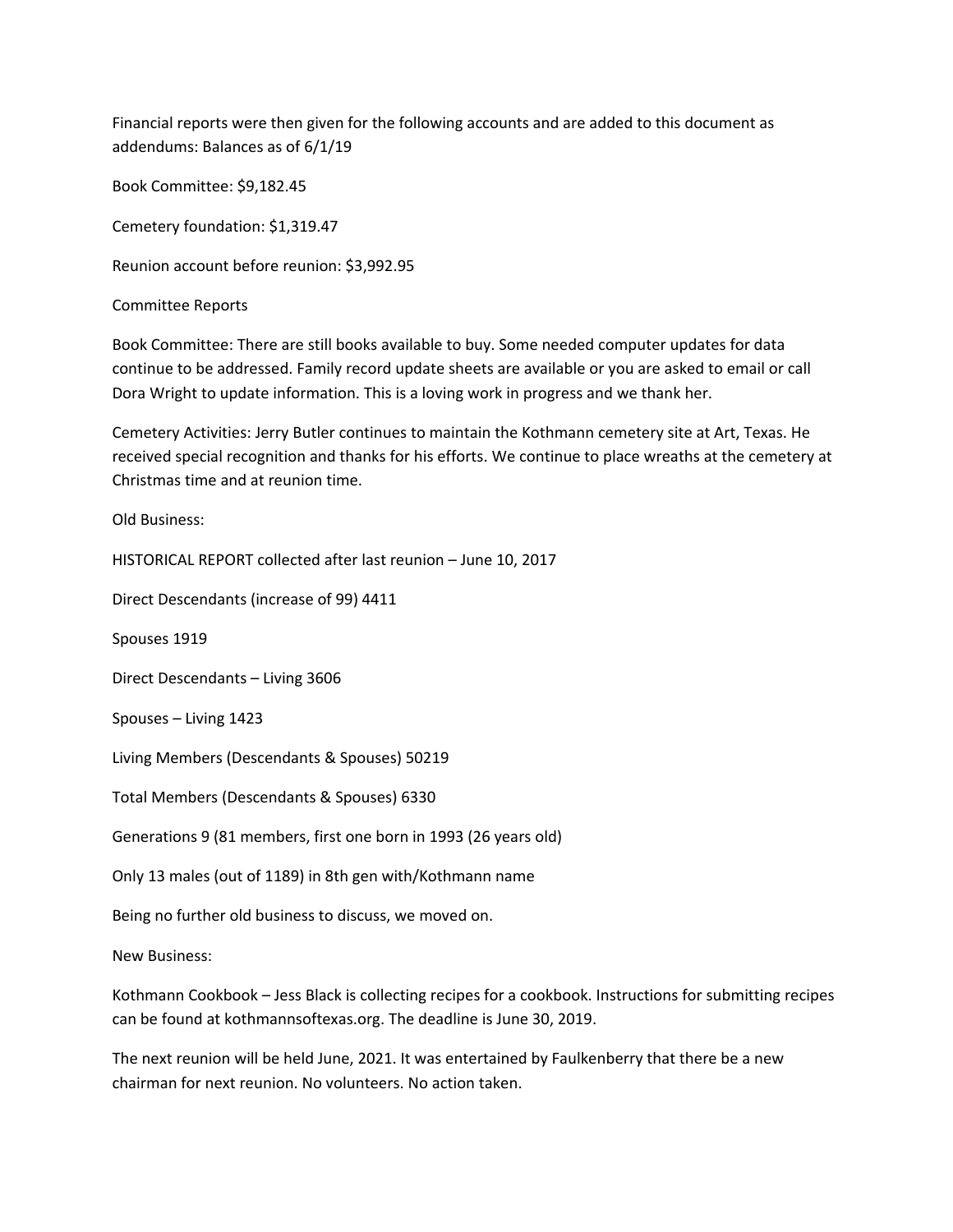Financial reports were then given for the following accounts and are added to this document as addendums: Balances as of 6/1/19

Book Committee: $9,182.45

Cemetery foundation: $1,319.47

Reunion account before reunion: $3,992.95

Committee Reports

Book Committee: There are still books available to buy. Some needed computer updates for data continue to be addressed. Family record update sheets are available or you are asked to email or call Dora Wright to update information. This is a loving work in progress and we thank her.

Cemetery Activities: Jerry Butler continues to maintain the Kothmann cemetery site at Art, Texas. He received special recognition and thanks for his efforts. We continue to place wreaths at the cemetery at Christmas time and at reunion time.

Old Business:

HISTORICAL REPORT collected after last reunion – June 10, 2017

Direct Descendants (increase of 99) 4411

Spouses 1919

Direct Descendants – Living 3606

Spouses – Living 1423

Living Members (Descendants & Spouses) 50219

Total Members (Descendants & Spouses) 6330

Generations 9 (81 members, first one born in 1993 (26 years old)

Only 13 males (out of 1189) in 8th gen with/Kothmann name

Being no further old business to discuss, we moved on.

New Business:

Kothmann Cookbook – Jess Black is collecting recipes for a cookbook. Instructions for submitting recipes can be found at kothmannsoftexas.org. The deadline is June 30, 2019.

The next reunion will be held June, 2021. It was entertained by Faulkenberry that there be a new chairman for next reunion. No volunteers. No action taken.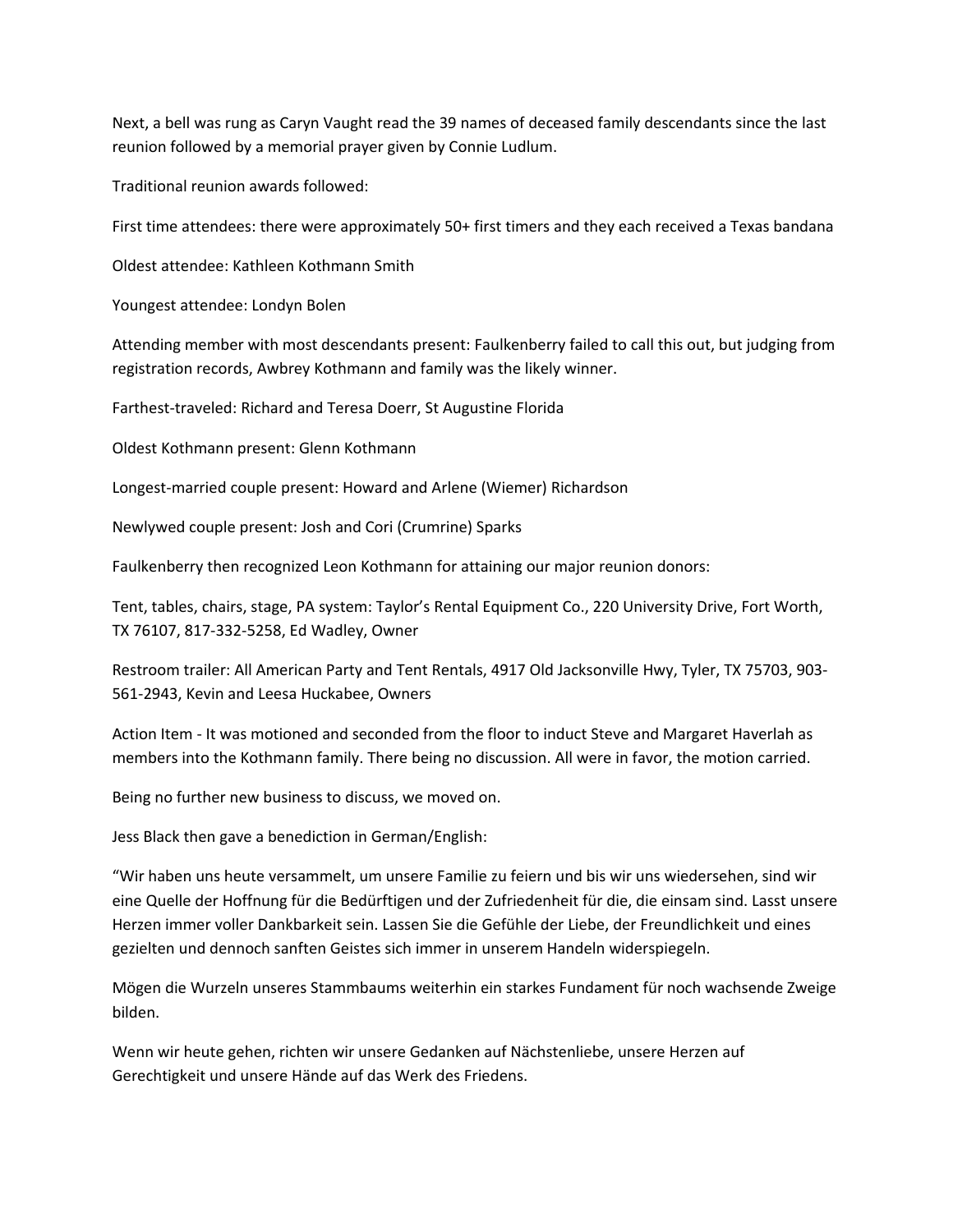Next, a bell was rung as Caryn Vaught read the 39 names of deceased family descendants since the last reunion followed by a memorial prayer given by Connie Ludlum.

Traditional reunion awards followed:

First time attendees: there were approximately 50+ first timers and they each received a Texas bandana

Oldest attendee: Kathleen Kothmann Smith

Youngest attendee: Londyn Bolen

Attending member with most descendants present: Faulkenberry failed to call this out, but judging from registration records, Awbrey Kothmann and family was the likely winner.

Farthest-traveled: Richard and Teresa Doerr, St Augustine Florida

Oldest Kothmann present: Glenn Kothmann

Longest-married couple present: Howard and Arlene (Wiemer) Richardson

Newlywed couple present: Josh and Cori (Crumrine) Sparks

Faulkenberry then recognized Leon Kothmann for attaining our major reunion donors:

Tent, tables, chairs, stage, PA system: Taylor's Rental Equipment Co., 220 University Drive, Fort Worth, TX 76107, 817-332-5258, Ed Wadley, Owner

Restroom trailer: All American Party and Tent Rentals, 4917 Old Jacksonville Hwy, Tyler, TX 75703, 903-561-2943, Kevin and Leesa Huckabee, Owners

Action Item - It was motioned and seconded from the floor to induct Steve and Margaret Haverlah as members into the Kothmann family. There being no discussion. All were in favor, the motion carried.

Being no further new business to discuss, we moved on.

Jess Black then gave a benediction in German/English:

"Wir haben uns heute versammelt, um unsere Familie zu feiern und bis wir uns wiedersehen, sind wir eine Quelle der Hoffnung für die Bedürftigen und der Zufriedenheit für die, die einsam sind. Lasst unsere Herzen immer voller Dankbarkeit sein. Lassen Sie die Gefühle der Liebe, der Freundlichkeit und eines gezielten und dennoch sanften Geistes sich immer in unserem Handeln widerspiegeln.

Mögen die Wurzeln unseres Stammbaums weiterhin ein starkes Fundament für noch wachsende Zweige bilden.

Wenn wir heute gehen, richten wir unsere Gedanken auf Nächstenliebe, unsere Herzen auf Gerechtigkeit und unsere Hände auf das Werk des Friedens.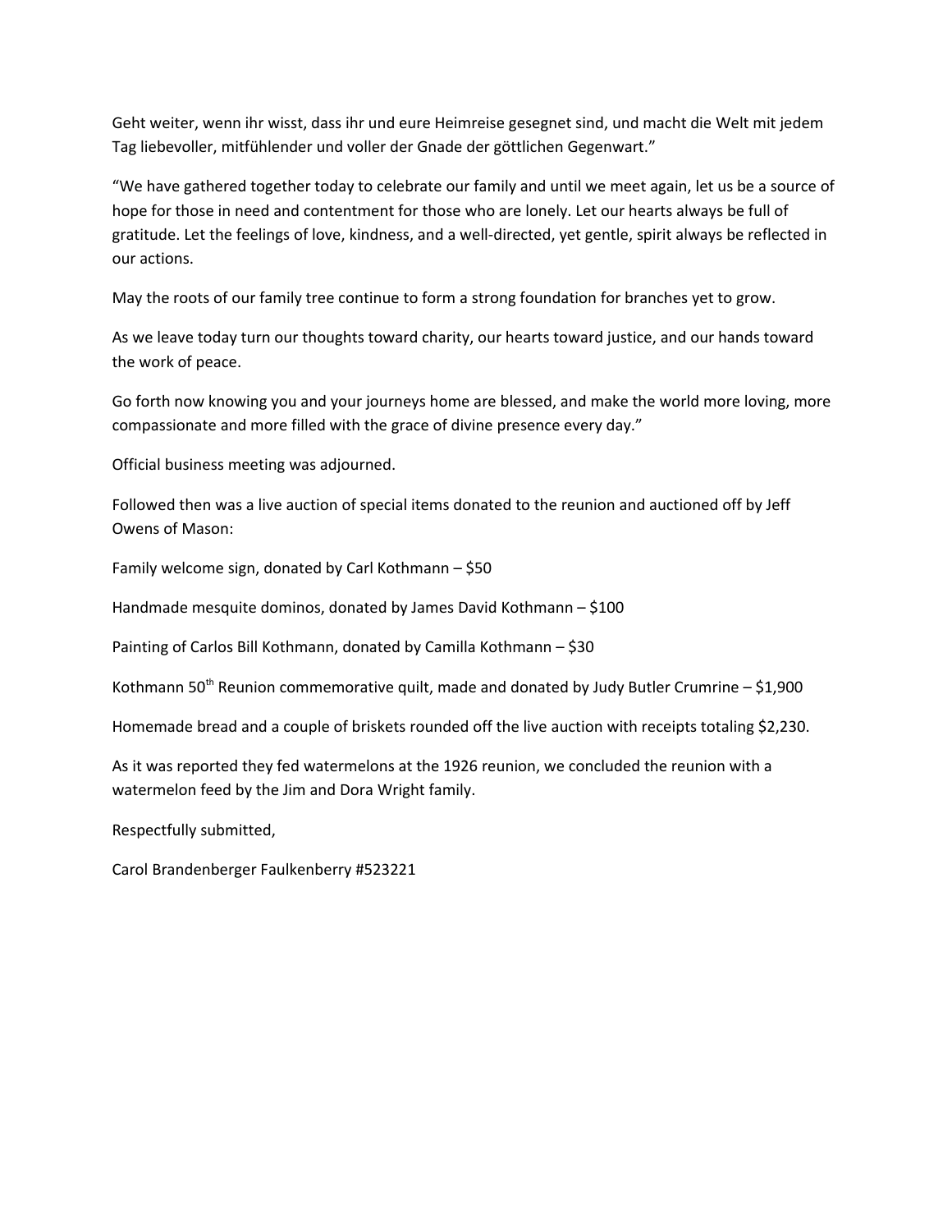Geht weiter, wenn ihr wisst, dass ihr und eure Heimreise gesegnet sind, und macht die Welt mit jedem Tag liebevoller, mitfühlender und voller der Gnade der göttlichen Gegenwart."

"We have gathered together today to celebrate our family and until we meet again, let us be a source of hope for those in need and contentment for those who are lonely. Let our hearts always be full of gratitude. Let the feelings of love, kindness, and a well-directed, yet gentle, spirit always be reflected in our actions.

May the roots of our family tree continue to form a strong foundation for branches yet to grow.

As we leave today turn our thoughts toward charity, our hearts toward justice, and our hands toward the work of peace.

Go forth now knowing you and your journeys home are blessed, and make the world more loving, more compassionate and more filled with the grace of divine presence every day."

Official business meeting was adjourned.

Followed then was a live auction of special items donated to the reunion and auctioned off by Jeff Owens of Mason:

Family welcome sign, donated by Carl Kothmann – $50

Handmade mesquite dominos, donated by James David Kothmann – $100

Painting of Carlos Bill Kothmann, donated by Camilla Kothmann – $30

Kothmann 50th Reunion commemorative quilt, made and donated by Judy Butler Crumrine – $1,900

Homemade bread and a couple of briskets rounded off the live auction with receipts totaling $2,230.

As it was reported they fed watermelons at the 1926 reunion, we concluded the reunion with a watermelon feed by the Jim and Dora Wright family.

Respectfully submitted,

Carol Brandenberger Faulkenberry #523221